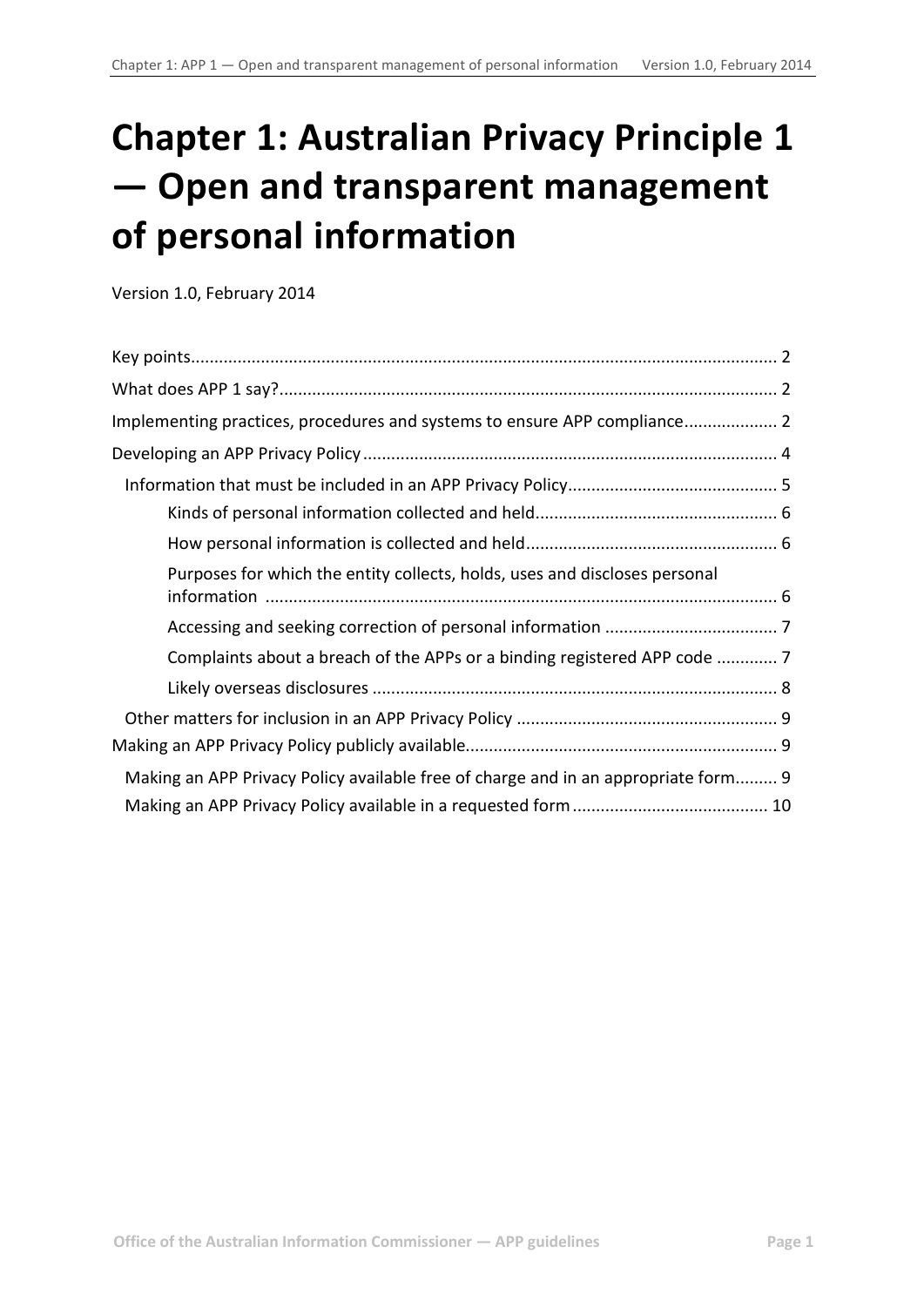# Chapter 1: Australian Privacy Principle 1 — Open and transparent management of personal information

Version 1.0, February 2014

- Key points ........ 2
- What does APP 1 say? ........ 2
- Implementing practices, procedures and systems to ensure APP compliance ........ 2
- Developing an APP Privacy Policy ........ 4
  - Information that must be included in an APP Privacy Policy ........ 5
    - Kinds of personal information collected and held ........ 6
    - How personal information is collected and held ........ 6
    - Purposes for which the entity collects, holds, uses and discloses personal information ........ 6
    - Accessing and seeking correction of personal information ........ 7
    - Complaints about a breach of the APPs or a binding registered APP code ........ 7
    - Likely overseas disclosures ........ 8
  - Other matters for inclusion in an APP Privacy Policy ........ 9
- Making an APP Privacy Policy publicly available ........ 9
  - Making an APP Privacy Policy available free of charge and in an appropriate form ........ 9
  - Making an APP Privacy Policy available in a requested form ........ 10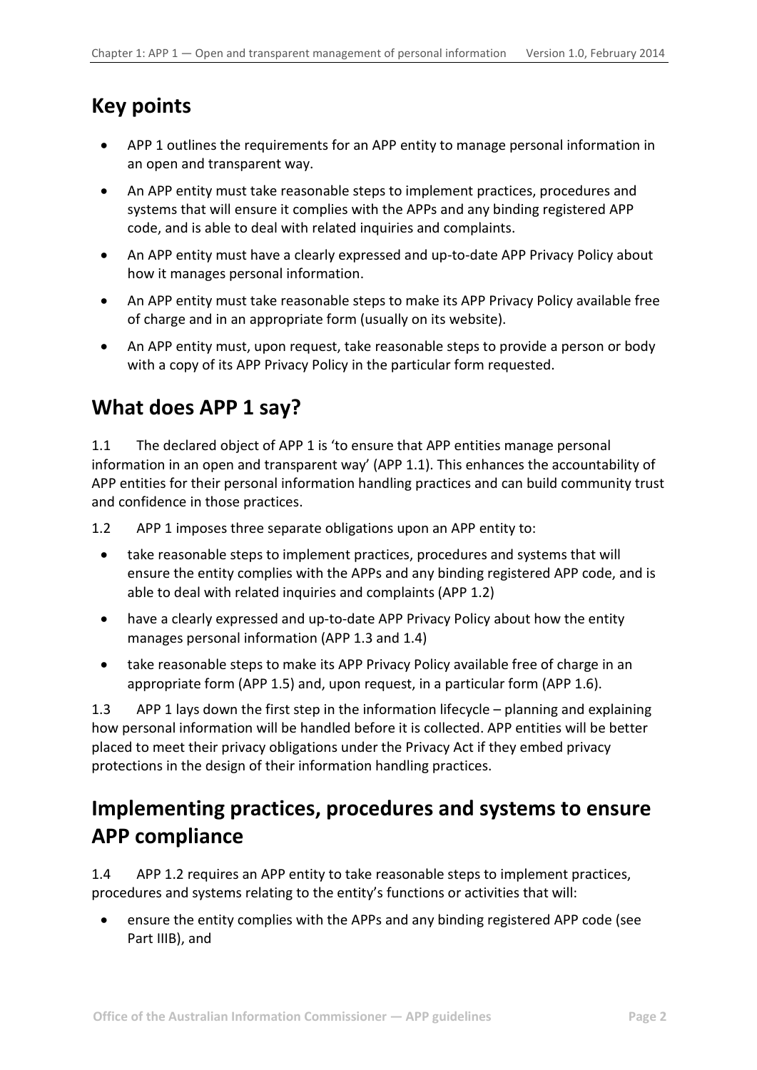## Key points

- APP 1 outlines the requirements for an APP entity to manage personal information in an open and transparent way.
- An APP entity must take reasonable steps to implement practices, procedures and systems that will ensure it complies with the APPs and any binding registered APP code, and is able to deal with related inquiries and complaints.
- An APP entity must have a clearly expressed and up-to-date APP Privacy Policy about how it manages personal information.
- An APP entity must take reasonable steps to make its APP Privacy Policy available free of charge and in an appropriate form (usually on its website).
- An APP entity must, upon request, take reasonable steps to provide a person or body with a copy of its APP Privacy Policy in the particular form requested.

## What does APP 1 say?

1.1 The declared object of APP 1 is 'to ensure that APP entities manage personal information in an open and transparent way' (APP 1.1). This enhances the accountability of APP entities for their personal information handling practices and can build community trust and confidence in those practices.

1.2 APP 1 imposes three separate obligations upon an APP entity to:

- take reasonable steps to implement practices, procedures and systems that will ensure the entity complies with the APPs and any binding registered APP code, and is able to deal with related inquiries and complaints (APP 1.2)
- have a clearly expressed and up-to-date APP Privacy Policy about how the entity manages personal information (APP 1.3 and 1.4)
- take reasonable steps to make its APP Privacy Policy available free of charge in an appropriate form (APP 1.5) and, upon request, in a particular form (APP 1.6).

1.3 APP 1 lays down the first step in the information lifecycle – planning and explaining how personal information will be handled before it is collected. APP entities will be better placed to meet their privacy obligations under the Privacy Act if they embed privacy protections in the design of their information handling practices.

## Implementing practices, procedures and systems to ensure APP compliance

1.4 APP 1.2 requires an APP entity to take reasonable steps to implement practices, procedures and systems relating to the entity's functions or activities that will:

- ensure the entity complies with the APPs and any binding registered APP code (see Part IIIB), and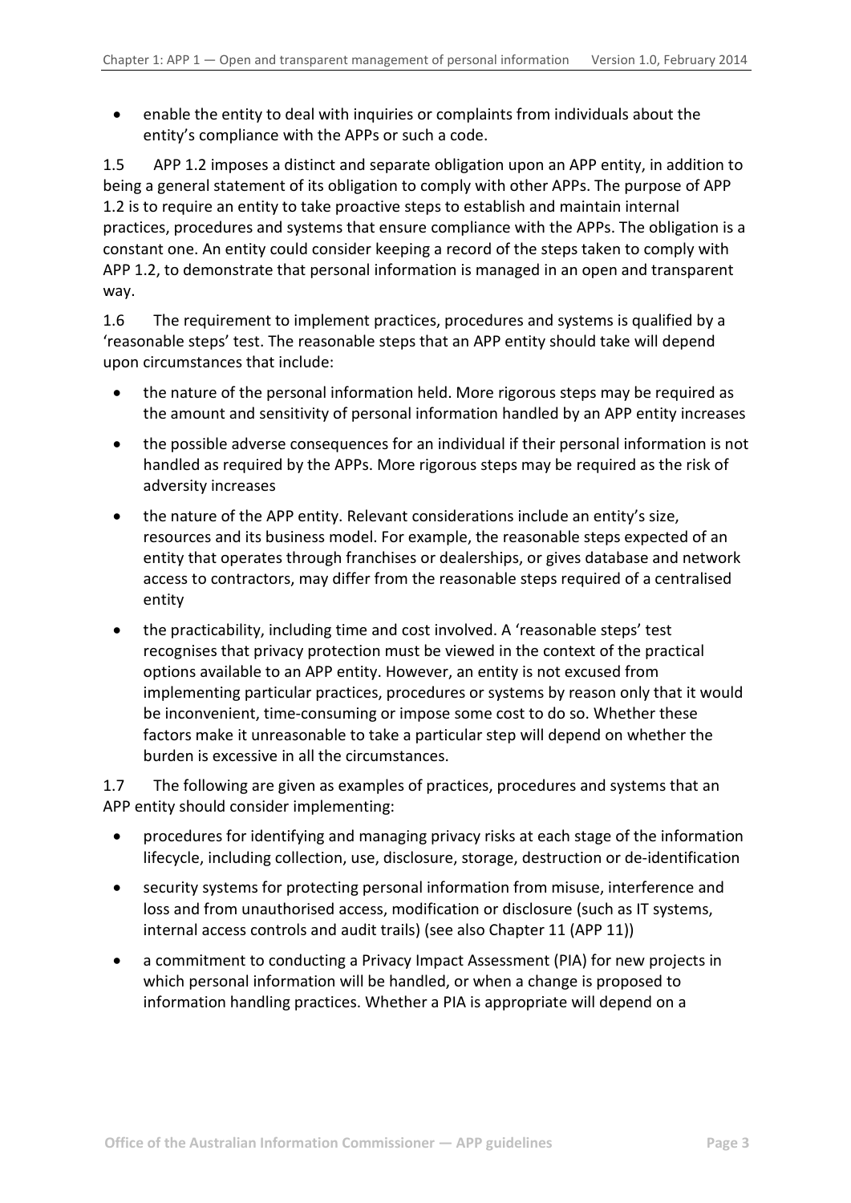- enable the entity to deal with inquiries or complaints from individuals about the entity's compliance with the APPs or such a code.

1.5 APP 1.2 imposes a distinct and separate obligation upon an APP entity, in addition to being a general statement of its obligation to comply with other APPs. The purpose of APP 1.2 is to require an entity to take proactive steps to establish and maintain internal practices, procedures and systems that ensure compliance with the APPs. The obligation is a constant one. An entity could consider keeping a record of the steps taken to comply with APP 1.2, to demonstrate that personal information is managed in an open and transparent way.

1.6 The requirement to implement practices, procedures and systems is qualified by a 'reasonable steps' test. The reasonable steps that an APP entity should take will depend upon circumstances that include:

- the nature of the personal information held. More rigorous steps may be required as the amount and sensitivity of personal information handled by an APP entity increases
- the possible adverse consequences for an individual if their personal information is not handled as required by the APPs. More rigorous steps may be required as the risk of adversity increases
- the nature of the APP entity. Relevant considerations include an entity's size, resources and its business model. For example, the reasonable steps expected of an entity that operates through franchises or dealerships, or gives database and network access to contractors, may differ from the reasonable steps required of a centralised entity
- the practicability, including time and cost involved. A 'reasonable steps' test recognises that privacy protection must be viewed in the context of the practical options available to an APP entity. However, an entity is not excused from implementing particular practices, procedures or systems by reason only that it would be inconvenient, time-consuming or impose some cost to do so. Whether these factors make it unreasonable to take a particular step will depend on whether the burden is excessive in all the circumstances.

1.7 The following are given as examples of practices, procedures and systems that an APP entity should consider implementing:

- procedures for identifying and managing privacy risks at each stage of the information lifecycle, including collection, use, disclosure, storage, destruction or de-identification
- security systems for protecting personal information from misuse, interference and loss and from unauthorised access, modification or disclosure (such as IT systems, internal access controls and audit trails) (see also Chapter 11 (APP 11))
- a commitment to conducting a Privacy Impact Assessment (PIA) for new projects in which personal information will be handled, or when a change is proposed to information handling practices. Whether a PIA is appropriate will depend on a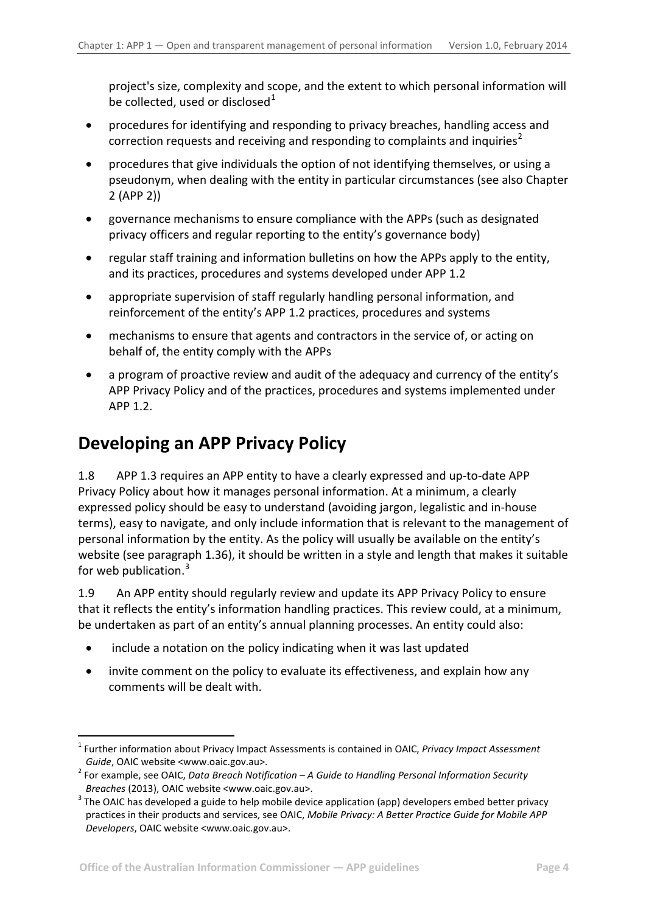project's size, complexity and scope, and the extent to which personal information will be collected, used or disclosed[1]

- procedures for identifying and responding to privacy breaches, handling access and correction requests and receiving and responding to complaints and inquiries[2]
- procedures that give individuals the option of not identifying themselves, or using a pseudonym, when dealing with the entity in particular circumstances (see also Chapter 2 (APP 2))
- governance mechanisms to ensure compliance with the APPs (such as designated privacy officers and regular reporting to the entity's governance body)
- regular staff training and information bulletins on how the APPs apply to the entity, and its practices, procedures and systems developed under APP 1.2
- appropriate supervision of staff regularly handling personal information, and reinforcement of the entity's APP 1.2 practices, procedures and systems
- mechanisms to ensure that agents and contractors in the service of, or acting on behalf of, the entity comply with the APPs
- a program of proactive review and audit of the adequacy and currency of the entity's APP Privacy Policy and of the practices, procedures and systems implemented under APP 1.2.

## Developing an APP Privacy Policy

1.8 APP 1.3 requires an APP entity to have a clearly expressed and up-to-date APP Privacy Policy about how it manages personal information. At a minimum, a clearly expressed policy should be easy to understand (avoiding jargon, legalistic and in-house terms), easy to navigate, and only include information that is relevant to the management of personal information by the entity. As the policy will usually be available on the entity's website (see paragraph 1.36), it should be written in a style and length that makes it suitable for web publication.[3]

1.9 An APP entity should regularly review and update its APP Privacy Policy to ensure that it reflects the entity's information handling practices. This review could, at a minimum, be undertaken as part of an entity's annual planning processes. An entity could also:

- include a notation on the policy indicating when it was last updated
- invite comment on the policy to evaluate its effectiveness, and explain how any comments will be dealt with.

---

[1] Further information about Privacy Impact Assessments is contained in OAIC, *Privacy Impact Assessment Guide*, OAIC website <www.oaic.gov.au>.

[2] For example, see OAIC, *Data Breach Notification – A Guide to Handling Personal Information Security Breaches* (2013), OAIC website <www.oaic.gov.au>.

[3] The OAIC has developed a guide to help mobile device application (app) developers embed better privacy practices in their products and services, see OAIC, *Mobile Privacy: A Better Practice Guide for Mobile APP Developers*, OAIC website <www.oaic.gov.au>.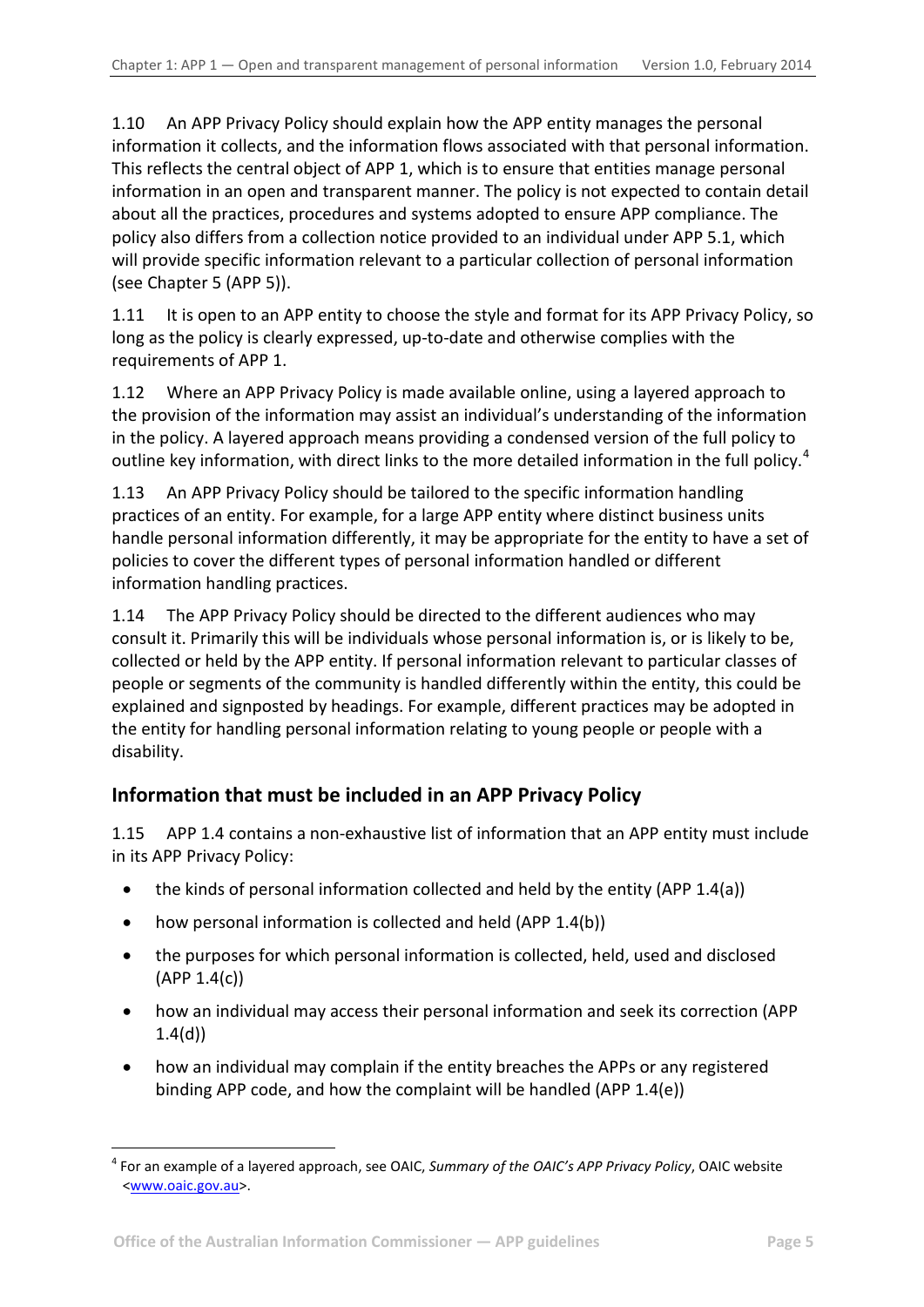1.10 An APP Privacy Policy should explain how the APP entity manages the personal information it collects, and the information flows associated with that personal information. This reflects the central object of APP 1, which is to ensure that entities manage personal information in an open and transparent manner. The policy is not expected to contain detail about all the practices, procedures and systems adopted to ensure APP compliance. The policy also differs from a collection notice provided to an individual under APP 5.1, which will provide specific information relevant to a particular collection of personal information (see Chapter 5 (APP 5)).

1.11 It is open to an APP entity to choose the style and format for its APP Privacy Policy, so long as the policy is clearly expressed, up-to-date and otherwise complies with the requirements of APP 1.

1.12 Where an APP Privacy Policy is made available online, using a layered approach to the provision of the information may assist an individual's understanding of the information in the policy. A layered approach means providing a condensed version of the full policy to outline key information, with direct links to the more detailed information in the full policy.[4]

1.13 An APP Privacy Policy should be tailored to the specific information handling practices of an entity. For example, for a large APP entity where distinct business units handle personal information differently, it may be appropriate for the entity to have a set of policies to cover the different types of personal information handled or different information handling practices.

1.14 The APP Privacy Policy should be directed to the different audiences who may consult it. Primarily this will be individuals whose personal information is, or is likely to be, collected or held by the APP entity. If personal information relevant to particular classes of people or segments of the community is handled differently within the entity, this could be explained and signposted by headings. For example, different practices may be adopted in the entity for handling personal information relating to young people or people with a disability.

## Information that must be included in an APP Privacy Policy

1.15 APP 1.4 contains a non-exhaustive list of information that an APP entity must include in its APP Privacy Policy:

- the kinds of personal information collected and held by the entity (APP 1.4(a))
- how personal information is collected and held (APP 1.4(b))
- the purposes for which personal information is collected, held, used and disclosed (APP 1.4(c))
- how an individual may access their personal information and seek its correction (APP 1.4(d))
- how an individual may complain if the entity breaches the APPs or any registered binding APP code, and how the complaint will be handled (APP 1.4(e))

---

[4] For an example of a layered approach, see OAIC, *Summary of the OAIC's APP Privacy Policy*, OAIC website <www.oaic.gov.au>.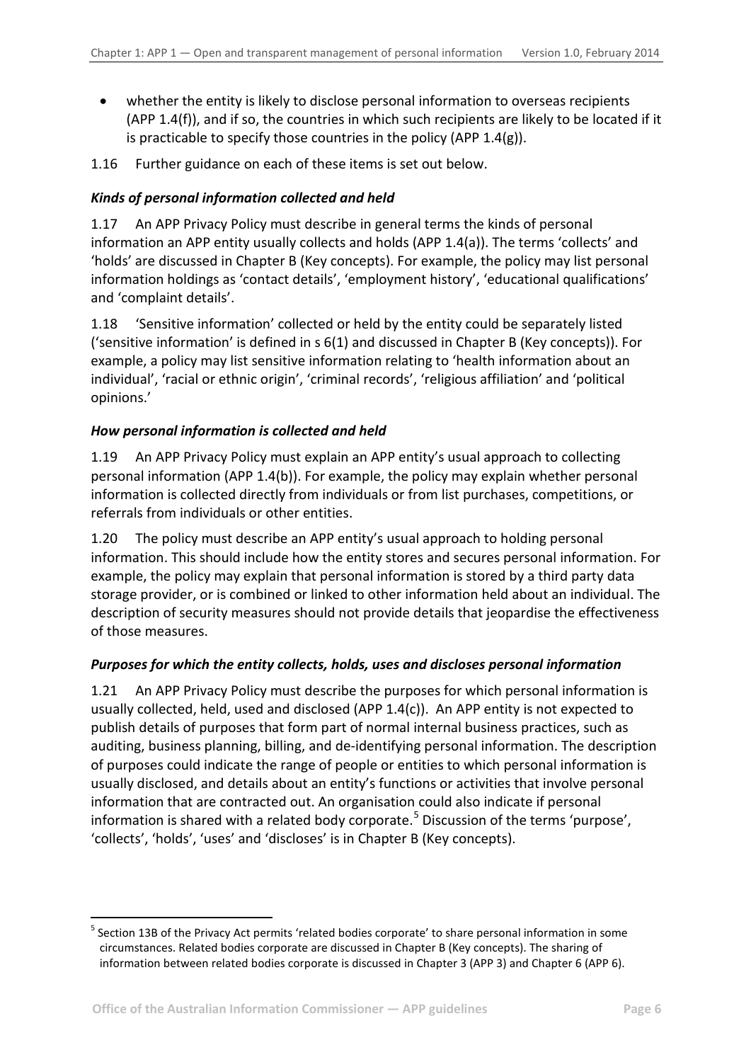- whether the entity is likely to disclose personal information to overseas recipients (APP 1.4(f)), and if so, the countries in which such recipients are likely to be located if it is practicable to specify those countries in the policy (APP 1.4(g)).

1.16 Further guidance on each of these items is set out below.

### *Kinds of personal information collected and held*

1.17 An APP Privacy Policy must describe in general terms the kinds of personal information an APP entity usually collects and holds (APP 1.4(a)). The terms 'collects' and 'holds' are discussed in Chapter B (Key concepts). For example, the policy may list personal information holdings as 'contact details', 'employment history', 'educational qualifications' and 'complaint details'.

1.18 'Sensitive information' collected or held by the entity could be separately listed ('sensitive information' is defined in s 6(1) and discussed in Chapter B (Key concepts)). For example, a policy may list sensitive information relating to 'health information about an individual', 'racial or ethnic origin', 'criminal records', 'religious affiliation' and 'political opinions.'

### *How personal information is collected and held*

1.19 An APP Privacy Policy must explain an APP entity's usual approach to collecting personal information (APP 1.4(b)). For example, the policy may explain whether personal information is collected directly from individuals or from list purchases, competitions, or referrals from individuals or other entities.

1.20 The policy must describe an APP entity's usual approach to holding personal information. This should include how the entity stores and secures personal information. For example, the policy may explain that personal information is stored by a third party data storage provider, or is combined or linked to other information held about an individual. The description of security measures should not provide details that jeopardise the effectiveness of those measures.

### *Purposes for which the entity collects, holds, uses and discloses personal information*

1.21 An APP Privacy Policy must describe the purposes for which personal information is usually collected, held, used and disclosed (APP 1.4(c)). An APP entity is not expected to publish details of purposes that form part of normal internal business practices, such as auditing, business planning, billing, and de-identifying personal information. The description of purposes could indicate the range of people or entities to which personal information is usually disclosed, and details about an entity's functions or activities that involve personal information that are contracted out. An organisation could also indicate if personal information is shared with a related body corporate.[5] Discussion of the terms 'purpose', 'collects', 'holds', 'uses' and 'discloses' is in Chapter B (Key concepts).

---

[5] Section 13B of the Privacy Act permits 'related bodies corporate' to share personal information in some circumstances. Related bodies corporate are discussed in Chapter B (Key concepts). The sharing of information between related bodies corporate is discussed in Chapter 3 (APP 3) and Chapter 6 (APP 6).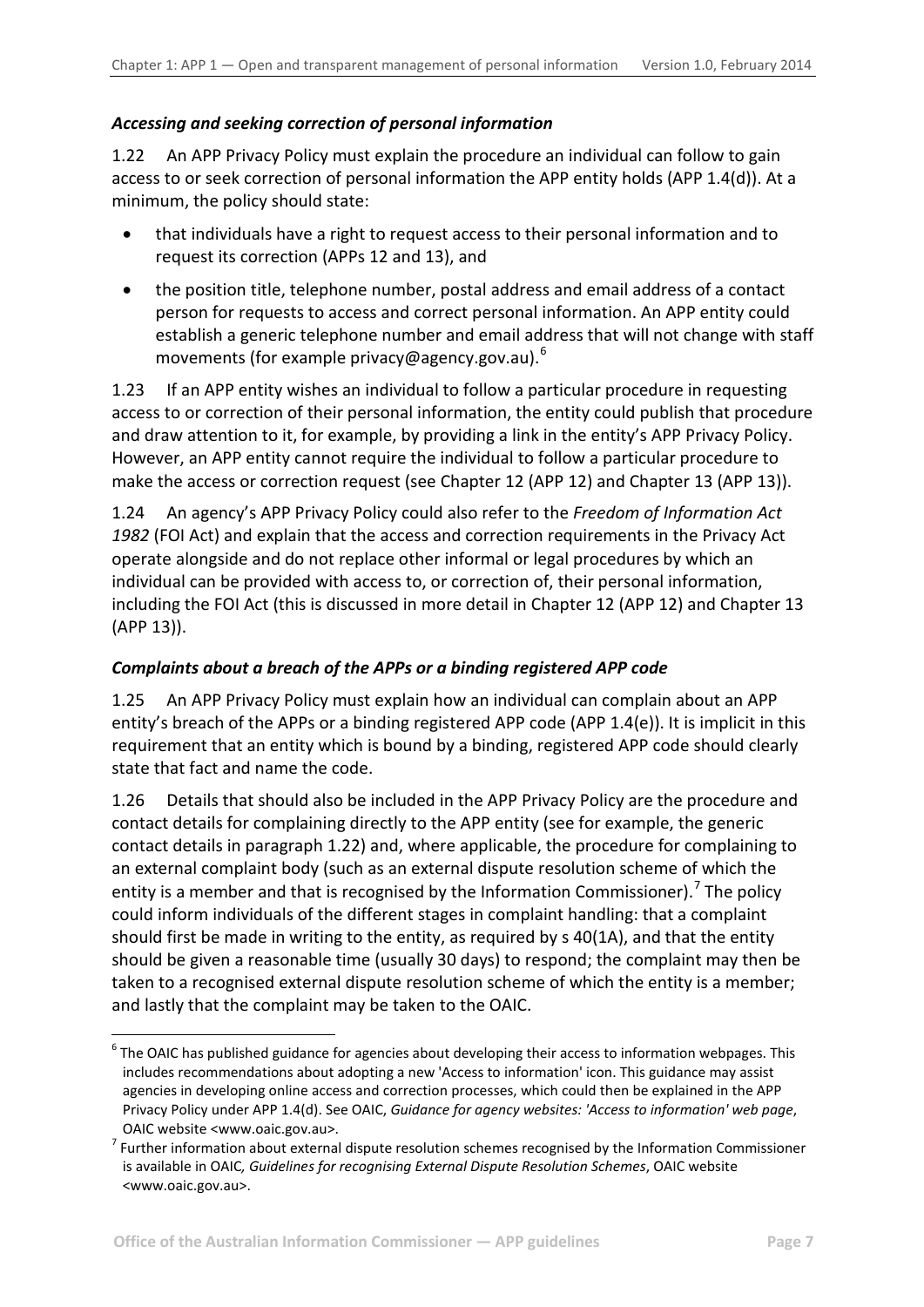### *Accessing and seeking correction of personal information*

1.22 An APP Privacy Policy must explain the procedure an individual can follow to gain access to or seek correction of personal information the APP entity holds (APP 1.4(d)). At a minimum, the policy should state:

- that individuals have a right to request access to their personal information and to request its correction (APPs 12 and 13), and
- the position title, telephone number, postal address and email address of a contact person for requests to access and correct personal information. An APP entity could establish a generic telephone number and email address that will not change with staff movements (for example privacy@agency.gov.au).[6]

1.23 If an APP entity wishes an individual to follow a particular procedure in requesting access to or correction of their personal information, the entity could publish that procedure and draw attention to it, for example, by providing a link in the entity's APP Privacy Policy. However, an APP entity cannot require the individual to follow a particular procedure to make the access or correction request (see Chapter 12 (APP 12) and Chapter 13 (APP 13)).

1.24 An agency's APP Privacy Policy could also refer to the *Freedom of Information Act 1982* (FOI Act) and explain that the access and correction requirements in the Privacy Act operate alongside and do not replace other informal or legal procedures by which an individual can be provided with access to, or correction of, their personal information, including the FOI Act (this is discussed in more detail in Chapter 12 (APP 12) and Chapter 13 (APP 13)).

### *Complaints about a breach of the APPs or a binding registered APP code*

1.25 An APP Privacy Policy must explain how an individual can complain about an APP entity's breach of the APPs or a binding registered APP code (APP 1.4(e)). It is implicit in this requirement that an entity which is bound by a binding, registered APP code should clearly state that fact and name the code.

1.26 Details that should also be included in the APP Privacy Policy are the procedure and contact details for complaining directly to the APP entity (see for example, the generic contact details in paragraph 1.22) and, where applicable, the procedure for complaining to an external complaint body (such as an external dispute resolution scheme of which the entity is a member and that is recognised by the Information Commissioner).[7] The policy could inform individuals of the different stages in complaint handling: that a complaint should first be made in writing to the entity, as required by s 40(1A), and that the entity should be given a reasonable time (usually 30 days) to respond; the complaint may then be taken to a recognised external dispute resolution scheme of which the entity is a member; and lastly that the complaint may be taken to the OAIC.

---

[6] The OAIC has published guidance for agencies about developing their access to information webpages. This includes recommendations about adopting a new 'Access to information' icon. This guidance may assist agencies in developing online access and correction processes, which could then be explained in the APP Privacy Policy under APP 1.4(d). See OAIC, *Guidance for agency websites: 'Access to information' web page*, OAIC website <www.oaic.gov.au>.

[7] Further information about external dispute resolution schemes recognised by the Information Commissioner is available in OAIC*, Guidelines for recognising External Dispute Resolution Schemes*, OAIC website <www.oaic.gov.au>.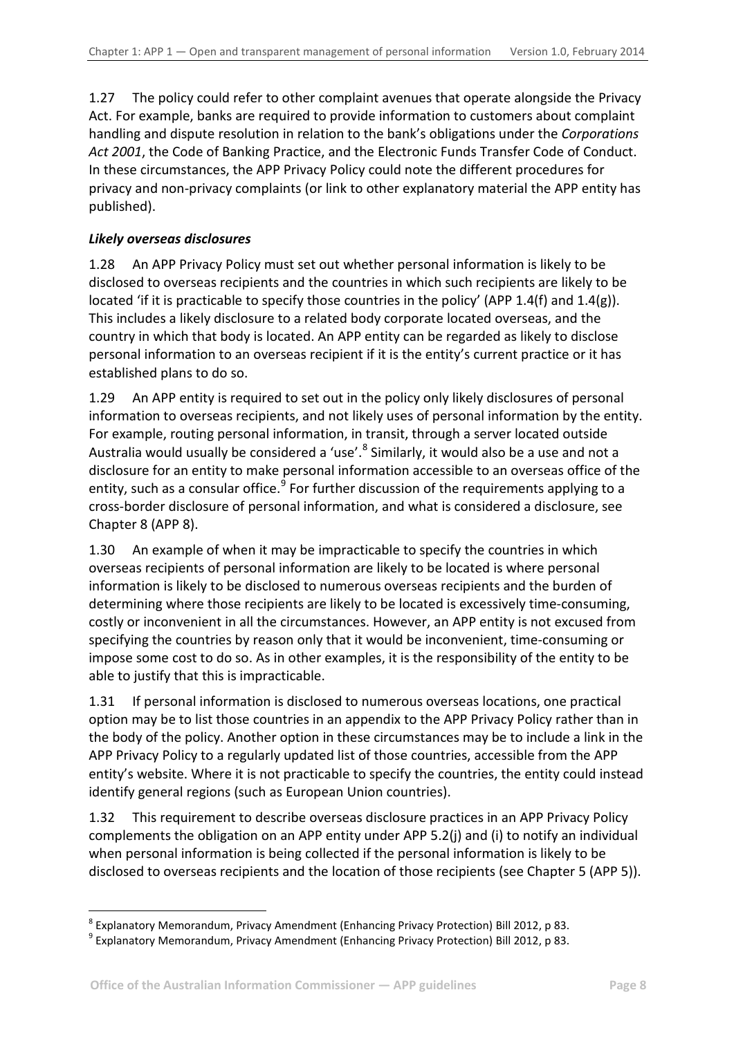1.27 The policy could refer to other complaint avenues that operate alongside the Privacy Act. For example, banks are required to provide information to customers about complaint handling and dispute resolution in relation to the bank's obligations under the *Corporations Act 2001*, the Code of Banking Practice, and the Electronic Funds Transfer Code of Conduct. In these circumstances, the APP Privacy Policy could note the different procedures for privacy and non-privacy complaints (or link to other explanatory material the APP entity has published).

***Likely overseas disclosures***

1.28 An APP Privacy Policy must set out whether personal information is likely to be disclosed to overseas recipients and the countries in which such recipients are likely to be located 'if it is practicable to specify those countries in the policy' (APP 1.4(f) and 1.4(g)). This includes a likely disclosure to a related body corporate located overseas, and the country in which that body is located. An APP entity can be regarded as likely to disclose personal information to an overseas recipient if it is the entity's current practice or it has established plans to do so.

1.29 An APP entity is required to set out in the policy only likely disclosures of personal information to overseas recipients, and not likely uses of personal information by the entity. For example, routing personal information, in transit, through a server located outside Australia would usually be considered a 'use'.[8] Similarly, it would also be a use and not a disclosure for an entity to make personal information accessible to an overseas office of the entity, such as a consular office.[9] For further discussion of the requirements applying to a cross-border disclosure of personal information, and what is considered a disclosure, see Chapter 8 (APP 8).

1.30 An example of when it may be impracticable to specify the countries in which overseas recipients of personal information are likely to be located is where personal information is likely to be disclosed to numerous overseas recipients and the burden of determining where those recipients are likely to be located is excessively time-consuming, costly or inconvenient in all the circumstances. However, an APP entity is not excused from specifying the countries by reason only that it would be inconvenient, time-consuming or impose some cost to do so. As in other examples, it is the responsibility of the entity to be able to justify that this is impracticable.

1.31 If personal information is disclosed to numerous overseas locations, one practical option may be to list those countries in an appendix to the APP Privacy Policy rather than in the body of the policy. Another option in these circumstances may be to include a link in the APP Privacy Policy to a regularly updated list of those countries, accessible from the APP entity's website. Where it is not practicable to specify the countries, the entity could instead identify general regions (such as European Union countries).

1.32 This requirement to describe overseas disclosure practices in an APP Privacy Policy complements the obligation on an APP entity under APP 5.2(j) and (i) to notify an individual when personal information is being collected if the personal information is likely to be disclosed to overseas recipients and the location of those recipients (see Chapter 5 (APP 5)).

---

[8] Explanatory Memorandum, Privacy Amendment (Enhancing Privacy Protection) Bill 2012, p 83.

[9] Explanatory Memorandum, Privacy Amendment (Enhancing Privacy Protection) Bill 2012, p 83.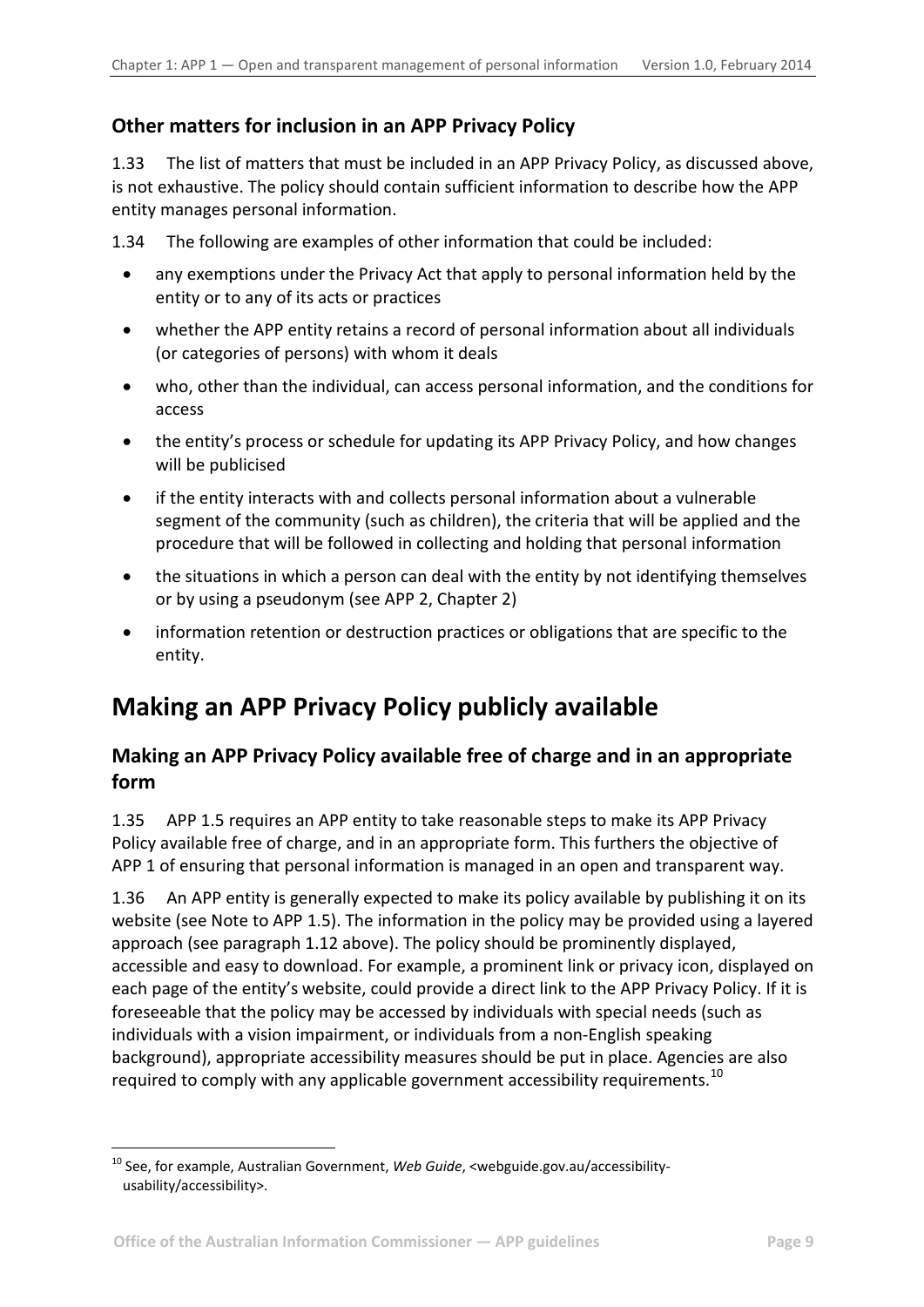### Other matters for inclusion in an APP Privacy Policy

1.33 The list of matters that must be included in an APP Privacy Policy, as discussed above, is not exhaustive. The policy should contain sufficient information to describe how the APP entity manages personal information.

1.34 The following are examples of other information that could be included:

- any exemptions under the Privacy Act that apply to personal information held by the entity or to any of its acts or practices
- whether the APP entity retains a record of personal information about all individuals (or categories of persons) with whom it deals
- who, other than the individual, can access personal information, and the conditions for access
- the entity's process or schedule for updating its APP Privacy Policy, and how changes will be publicised
- if the entity interacts with and collects personal information about a vulnerable segment of the community (such as children), the criteria that will be applied and the procedure that will be followed in collecting and holding that personal information
- the situations in which a person can deal with the entity by not identifying themselves or by using a pseudonym (see APP 2, Chapter 2)
- information retention or destruction practices or obligations that are specific to the entity.

## Making an APP Privacy Policy publicly available

### Making an APP Privacy Policy available free of charge and in an appropriate form

1.35 APP 1.5 requires an APP entity to take reasonable steps to make its APP Privacy Policy available free of charge, and in an appropriate form. This furthers the objective of APP 1 of ensuring that personal information is managed in an open and transparent way.

1.36 An APP entity is generally expected to make its policy available by publishing it on its website (see Note to APP 1.5). The information in the policy may be provided using a layered approach (see paragraph 1.12 above). The policy should be prominently displayed, accessible and easy to download. For example, a prominent link or privacy icon, displayed on each page of the entity's website, could provide a direct link to the APP Privacy Policy. If it is foreseeable that the policy may be accessed by individuals with special needs (such as individuals with a vision impairment, or individuals from a non-English speaking background), appropriate accessibility measures should be put in place. Agencies are also required to comply with any applicable government accessibility requirements.[10]

[10] See, for example, Australian Government, *Web Guide*, <webguide.gov.au/accessibility-usability/accessibility>.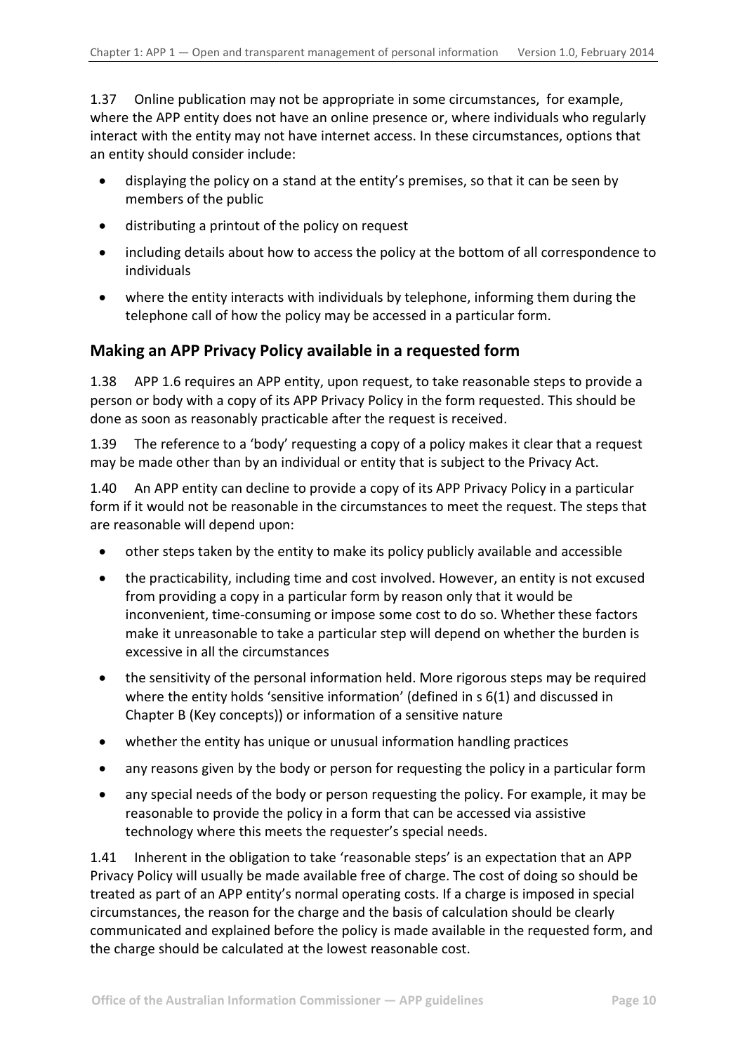1.37 Online publication may not be appropriate in some circumstances, for example, where the APP entity does not have an online presence or, where individuals who regularly interact with the entity may not have internet access. In these circumstances, options that an entity should consider include:

- displaying the policy on a stand at the entity's premises, so that it can be seen by members of the public
- distributing a printout of the policy on request
- including details about how to access the policy at the bottom of all correspondence to individuals
- where the entity interacts with individuals by telephone, informing them during the telephone call of how the policy may be accessed in a particular form.

## Making an APP Privacy Policy available in a requested form

1.38 APP 1.6 requires an APP entity, upon request, to take reasonable steps to provide a person or body with a copy of its APP Privacy Policy in the form requested. This should be done as soon as reasonably practicable after the request is received.

1.39 The reference to a 'body' requesting a copy of a policy makes it clear that a request may be made other than by an individual or entity that is subject to the Privacy Act.

1.40 An APP entity can decline to provide a copy of its APP Privacy Policy in a particular form if it would not be reasonable in the circumstances to meet the request. The steps that are reasonable will depend upon:

- other steps taken by the entity to make its policy publicly available and accessible
- the practicability, including time and cost involved. However, an entity is not excused from providing a copy in a particular form by reason only that it would be inconvenient, time-consuming or impose some cost to do so. Whether these factors make it unreasonable to take a particular step will depend on whether the burden is excessive in all the circumstances
- the sensitivity of the personal information held. More rigorous steps may be required where the entity holds 'sensitive information' (defined in s 6(1) and discussed in Chapter B (Key concepts)) or information of a sensitive nature
- whether the entity has unique or unusual information handling practices
- any reasons given by the body or person for requesting the policy in a particular form
- any special needs of the body or person requesting the policy. For example, it may be reasonable to provide the policy in a form that can be accessed via assistive technology where this meets the requester's special needs.

1.41 Inherent in the obligation to take 'reasonable steps' is an expectation that an APP Privacy Policy will usually be made available free of charge. The cost of doing so should be treated as part of an APP entity's normal operating costs. If a charge is imposed in special circumstances, the reason for the charge and the basis of calculation should be clearly communicated and explained before the policy is made available in the requested form, and the charge should be calculated at the lowest reasonable cost.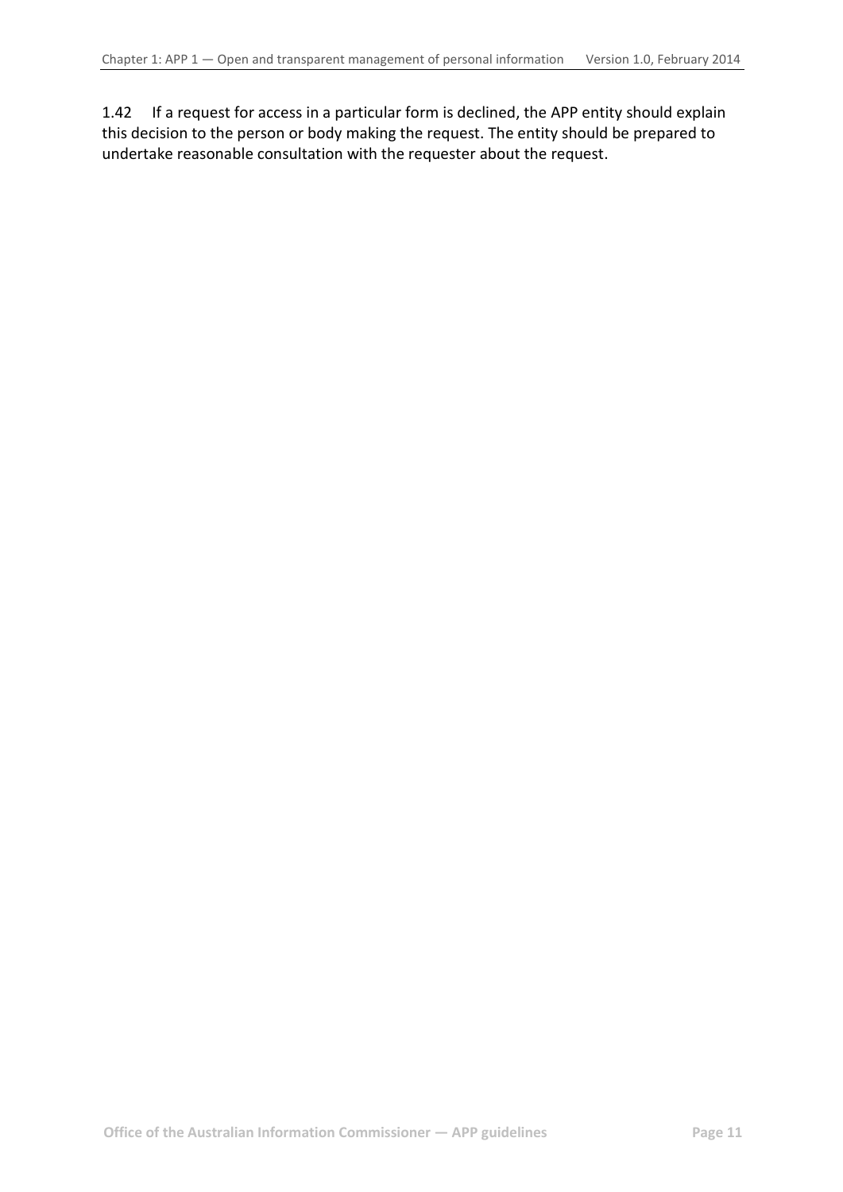1.42 If a request for access in a particular form is declined, the APP entity should explain this decision to the person or body making the request. The entity should be prepared to undertake reasonable consultation with the requester about the request.